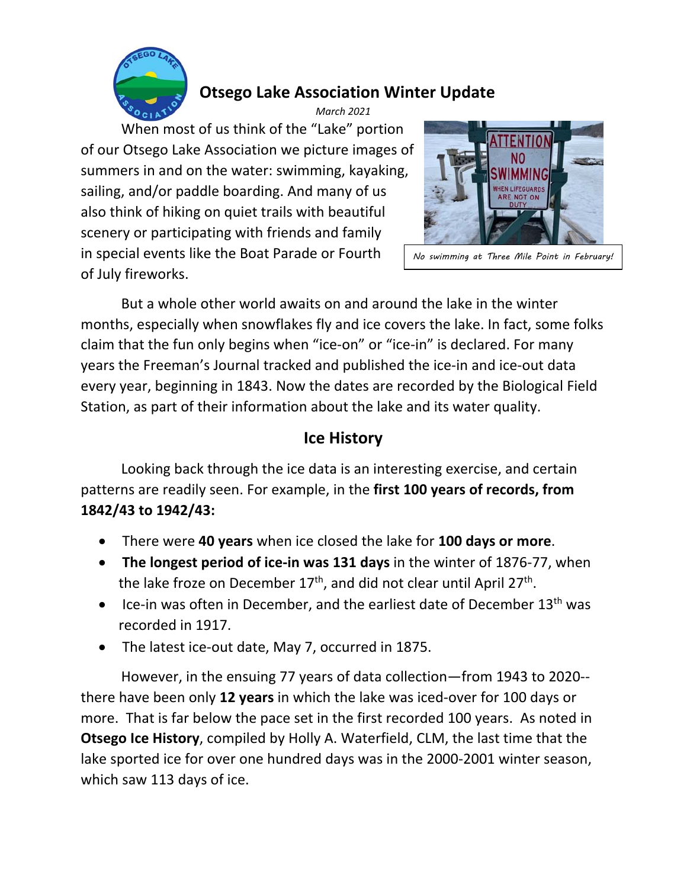# Otsego Lake Association Winter Update

*March 2021*

When most of us think of the "Lake" portion of our Otsego Lake Association we picture images of summers in and on the water: swimming, kayaking, sailing, and/or paddle boarding. And many of us also think of hiking on quiet trails with beautiful scenery or participating with friends and family in special events like the Boat Parade or Fourth of July fireworks.

*No swimming at Three Mile Point in February!*

But a whole other world awaits on and around the lake in the winter months, especially when snowflakes fly and ice covers the lake. In fact, some folks claim that the fun only begins when "ice-on" or "ice-in" is declared. For many years the Freeman's Journal tracked and published the ice-in and ice-out data every year, beginning in 1843. Now the dates are recorded by the Biological Field Station, as part of their information about the lake and its water quality.

## Ice History

Looking back through the ice data is an interesting exercise, and certain patterns are readily seen. For example, in the **first 100 years of records, from 1842/43 to 1942/43:**

- There were **40 years** when ice closed the lake for **100 days or more**.
- **The longest period of ice-in was 131 days** in the winter of 1876-77, when the lake froze on December 17th, and did not clear until April 27th.
- Ice-in was often in December, and the earliest date of December 13th was recorded in 1917.
- The latest ice-out date, May 7, occurred in 1875.

However, in the ensuing 77 years of data collection—from 1943 to 2020--there have been only **12 years** in which the lake was iced-over for 100 days or more. That is far below the pace set in the first recorded 100 years. As noted in **Otsego Ice History**, compiled by Holly A. Waterfield, CLM, the last time that the lake sported ice for over one hundred days was in the 2000-2001 winter season, which saw 113 days of ice.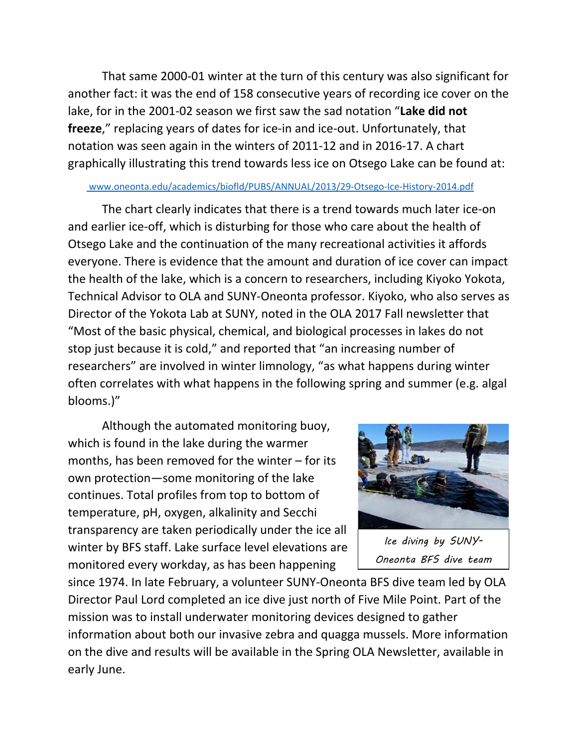That same 2000-01 winter at the turn of this century was also significant for another fact: it was the end of 158 consecutive years of recording ice cover on the lake, for in the 2001-02 season we first saw the sad notation "**Lake did not freeze**," replacing years of dates for ice-in and ice-out. Unfortunately, that notation was seen again in the winters of 2011-12 and in 2016-17. A chart graphically illustrating this trend towards less ice on Otsego Lake can be found at:

www.oneonta.edu/academics/biofld/PUBS/ANNUAL/2013/29-Otsego-Ice-History-2014.pdf

The chart clearly indicates that there is a trend towards much later ice-on and earlier ice-off, which is disturbing for those who care about the health of Otsego Lake and the continuation of the many recreational activities it affords everyone. There is evidence that the amount and duration of ice cover can impact the health of the lake, which is a concern to researchers, including Kiyoko Yokota, Technical Advisor to OLA and SUNY-Oneonta professor. Kiyoko, who also serves as Director of the Yokota Lab at SUNY, noted in the OLA 2017 Fall newsletter that "Most of the basic physical, chemical, and biological processes in lakes do not stop just because it is cold," and reported that "an increasing number of researchers" are involved in winter limnology, "as what happens during winter often correlates with what happens in the following spring and summer (e.g. algal blooms.)"

Although the automated monitoring buoy, which is found in the lake during the warmer months, has been removed for the winter – for its own protection—some monitoring of the lake continues. Total profiles from top to bottom of temperature, pH, oxygen, alkalinity and Secchi transparency are taken periodically under the ice all winter by BFS staff. Lake surface level elevations are monitored every workday, as has been happening since 1974. In late February, a volunteer SUNY-Oneonta BFS dive team led by OLA Director Paul Lord completed an ice dive just north of Five Mile Point. Part of the mission was to install underwater monitoring devices designed to gather information about both our invasive zebra and quagga mussels. More information on the dive and results will be available in the Spring OLA Newsletter, available in early June.

*Ice diving by SUNY-Oneonta BFS dive team*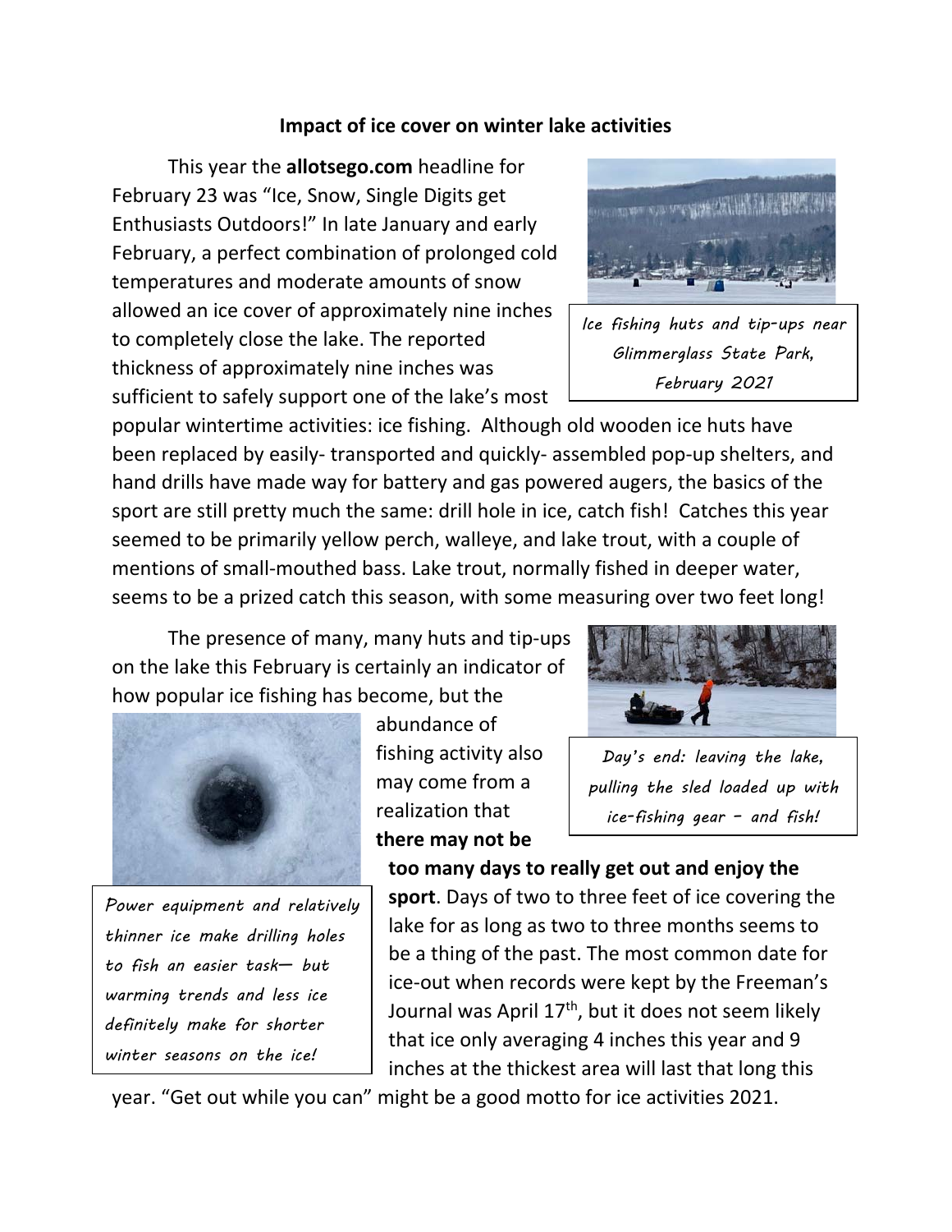**Impact of ice cover on winter lake activities**

This year the **allotsego.com** headline for February 23 was "Ice, Snow, Single Digits get Enthusiasts Outdoors!" In late January and early February, a perfect combination of prolonged cold temperatures and moderate amounts of snow allowed an ice cover of approximately nine inches to completely close the lake. The reported thickness of approximately nine inches was sufficient to safely support one of the lake's most popular wintertime activities: ice fishing. Although old wooden ice huts have been replaced by easily- transported and quickly- assembled pop-up shelters, and hand drills have made way for battery and gas powered augers, the basics of the sport are still pretty much the same: drill hole in ice, catch fish! Catches this year seemed to be primarily yellow perch, walleye, and lake trout, with a couple of mentions of small-mouthed bass. Lake trout, normally fished in deeper water, seems to be a prized catch this season, with some measuring over two feet long!

*Ice fishing huts and tip-ups near Glimmerglass State Park, February 2021*

The presence of many, many huts and tip-ups on the lake this February is certainly an indicator of how popular ice fishing has become, but the abundance of fishing activity also may come from a realization that **there may not be too many days to really get out and enjoy the sport**. Days of two to three feet of ice covering the lake for as long as two to three months seems to be a thing of the past. The most common date for ice-out when records were kept by the Freeman's Journal was April 17th, but it does not seem likely that ice only averaging 4 inches this year and 9 inches at the thickest area will last that long this year. "Get out while you can" might be a good motto for ice activities 2021.

*Day's end: leaving the lake, pulling the sled loaded up with ice-fishing gear – and fish!*

*Power equipment and relatively thinner ice make drilling holes to fish an easier task— but warming trends and less ice definitely make for shorter winter seasons on the ice!*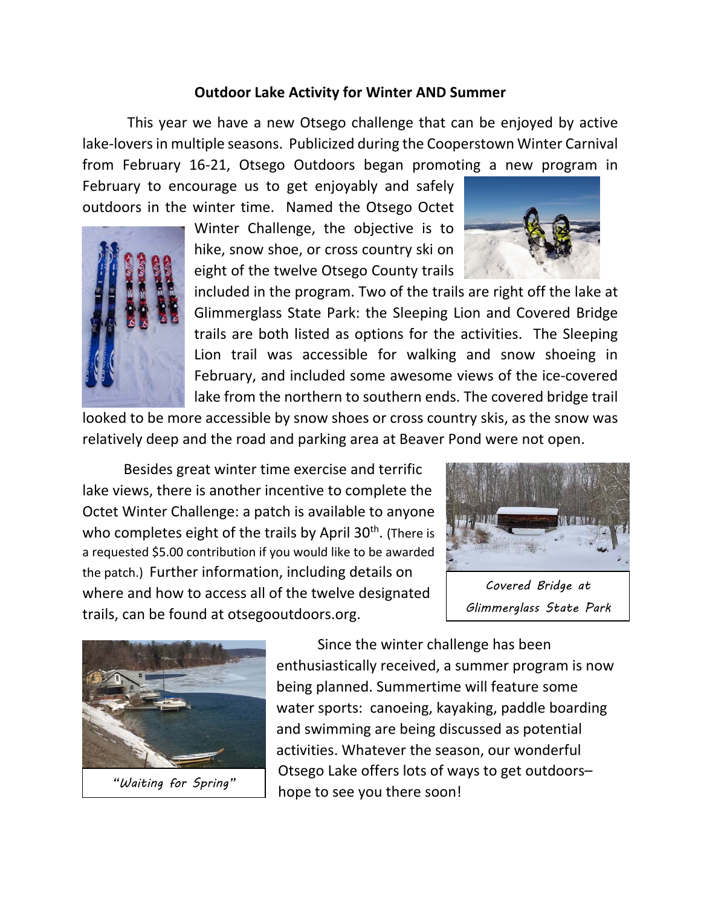**Outdoor Lake Activity for Winter AND Summer**

This year we have a new Otsego challenge that can be enjoyed by active lake-lovers in multiple seasons. Publicized during the Cooperstown Winter Carnival from February 16-21, Otsego Outdoors began promoting a new program in February to encourage us to get enjoyably and safely outdoors in the winter time. Named the Otsego Octet Winter Challenge, the objective is to hike, snow shoe, or cross country ski on eight of the twelve Otsego County trails included in the program. Two of the trails are right off the lake at Glimmerglass State Park: the Sleeping Lion and Covered Bridge trails are both listed as options for the activities. The Sleeping Lion trail was accessible for walking and snow shoeing in February, and included some awesome views of the ice-covered lake from the northern to southern ends. The covered bridge trail looked to be more accessible by snow shoes or cross country skis, as the snow was relatively deep and the road and parking area at Beaver Pond were not open.

Besides great winter time exercise and terrific lake views, there is another incentive to complete the Octet Winter Challenge: a patch is available to anyone who completes eight of the trails by April 30th. (There is a requested $5.00 contribution if you would like to be awarded the patch.) Further information, including details on where and how to access all of the twelve designated trails, can be found at otsegooutdoors.org.

*Covered Bridge at Glimmerglass State Park*

Since the winter challenge has been enthusiastically received, a summer program is now being planned. Summertime will feature some water sports: canoeing, kayaking, paddle boarding and swimming are being discussed as potential activities. Whatever the season, our wonderful Otsego Lake offers lots of ways to get outdoors– hope to see you there soon!

*"Waiting for Spring"*